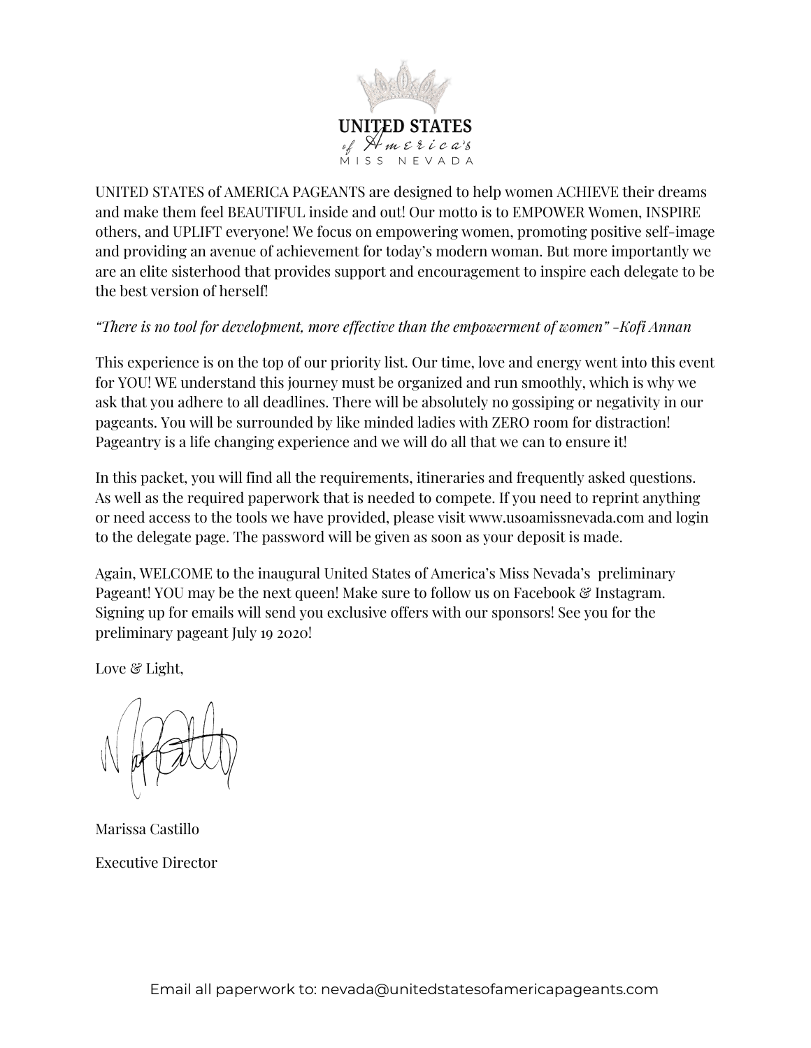**UNITED STATES** *of America's* MISS NEVADA

UNITED STATES of AMERICA PAGEANTS are designed to help women ACHIEVE their dreams and make them feel BEAUTIFUL inside and out! Our motto is to EMPOWER Women, INSPIRE others, and UPLIFT everyone! We focus on empowering women, promoting positive self-image and providing an avenue of achievement for today's modern woman. But more importantly we are an elite sisterhood that provides support and encouragement to inspire each delegate to be the best version of herself!

*"There is no tool for development, more effective than the empowerment of women" -Kofi Annan*

This experience is on the top of our priority list. Our time, love and energy went into this event for YOU! WE understand this journey must be organized and run smoothly, which is why we ask that you adhere to all deadlines. There will be absolutely no gossiping or negativity in our pageants. You will be surrounded by like minded ladies with ZERO room for distraction! Pageantry is a life changing experience and we will do all that we can to ensure it!

In this packet, you will find all the requirements, itineraries and frequently asked questions. As well as the required paperwork that is needed to compete. If you need to reprint anything or need access to the tools we have provided, please visit www.usoamissnevada.com and login to the delegate page. The password will be given as soon as your deposit is made.

Again, WELCOME to the inaugural United States of America's Miss Nevada's preliminary Pageant! YOU may be the next queen! Make sure to follow us on Facebook & Instagram. Signing up for emails will send you exclusive offers with our sponsors! See you for the preliminary pageant July 19 2020!

Love & Light,

Marissa Castillo

Executive Director

Email all paperwork to: nevada@unitedstatesofamericapageants.com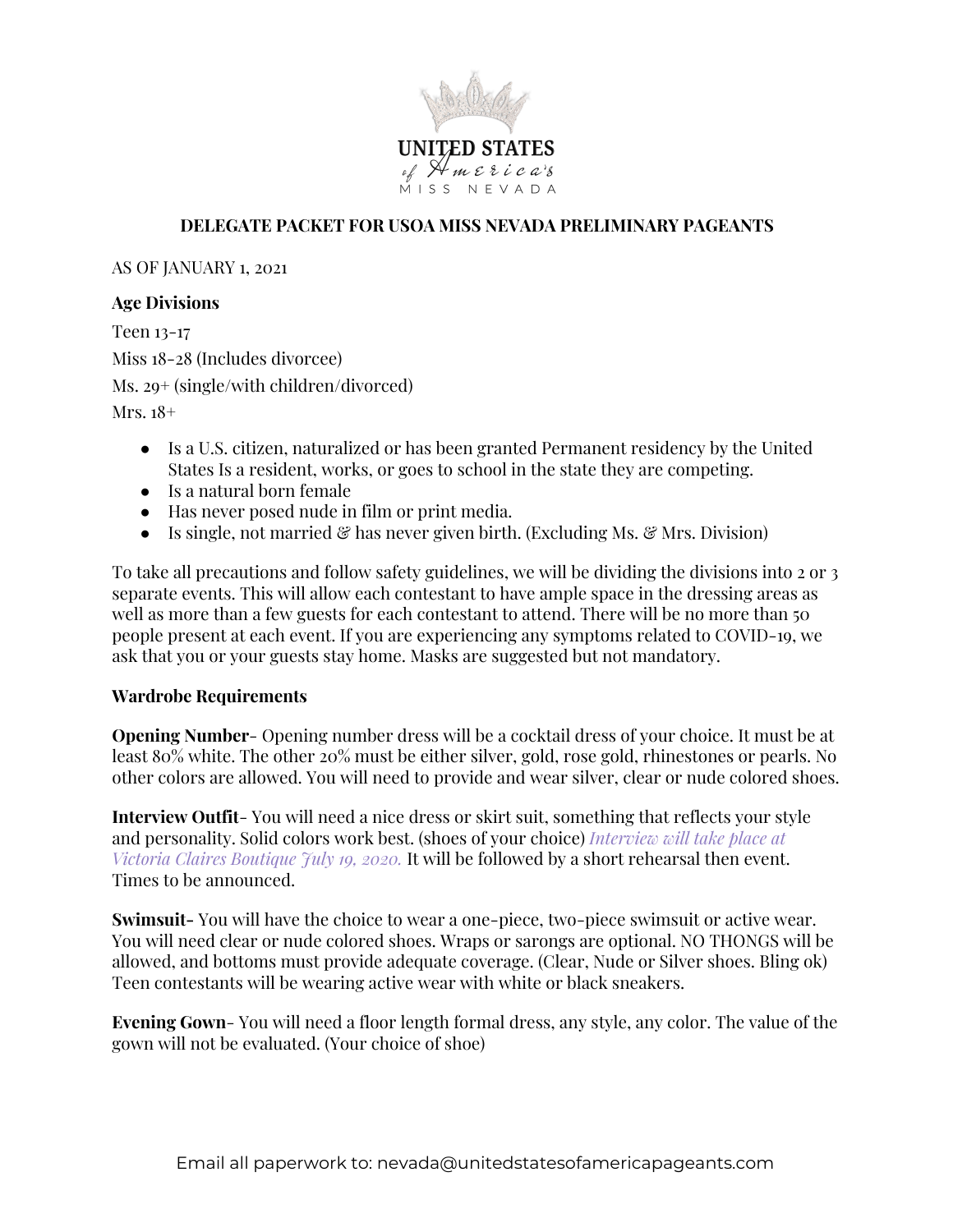UNITED STATES of America's MISS NEVADA

## DELEGATE PACKET FOR USOA MISS NEVADA PRELIMINARY PAGEANTS

AS OF JANUARY 1, 2021

**Age Divisions**

Teen 13-17

Miss 18-28 (Includes divorcee)

Ms. 29+ (single/with children/divorced)

Mrs. 18+

- Is a U.S. citizen, naturalized or has been granted Permanent residency by the United States Is a resident, works, or goes to school in the state they are competing.
- Is a natural born female
- Has never posed nude in film or print media.
- Is single, not married & has never given birth. (Excluding Ms. & Mrs. Division)

To take all precautions and follow safety guidelines, we will be dividing the divisions into 2 or 3 separate events. This will allow each contestant to have ample space in the dressing areas as well as more than a few guests for each contestant to attend. There will be no more than 50 people present at each event. If you are experiencing any symptoms related to COVID-19, we ask that you or your guests stay home. Masks are suggested but not mandatory.

**Wardrobe Requirements**

**Opening Number**- Opening number dress will be a cocktail dress of your choice. It must be at least 80% white. The other 20% must be either silver, gold, rose gold, rhinestones or pearls. No other colors are allowed. You will need to provide and wear silver, clear or nude colored shoes.

**Interview Outfit**- You will need a nice dress or skirt suit, something that reflects your style and personality. Solid colors work best. (shoes of your choice) *Interview will take place at Victoria Claires Boutique July 19, 2020.* It will be followed by a short rehearsal then event. Times to be announced.

**Swimsuit**- You will have the choice to wear a one-piece, two-piece swimsuit or active wear. You will need clear or nude colored shoes. Wraps or sarongs are optional. NO THONGS will be allowed, and bottoms must provide adequate coverage. (Clear, Nude or Silver shoes. Bling ok) Teen contestants will be wearing active wear with white or black sneakers.

**Evening Gown**- You will need a floor length formal dress, any style, any color. The value of the gown will not be evaluated. (Your choice of shoe)

Email all paperwork to: nevada@unitedstatesofamericapageants.com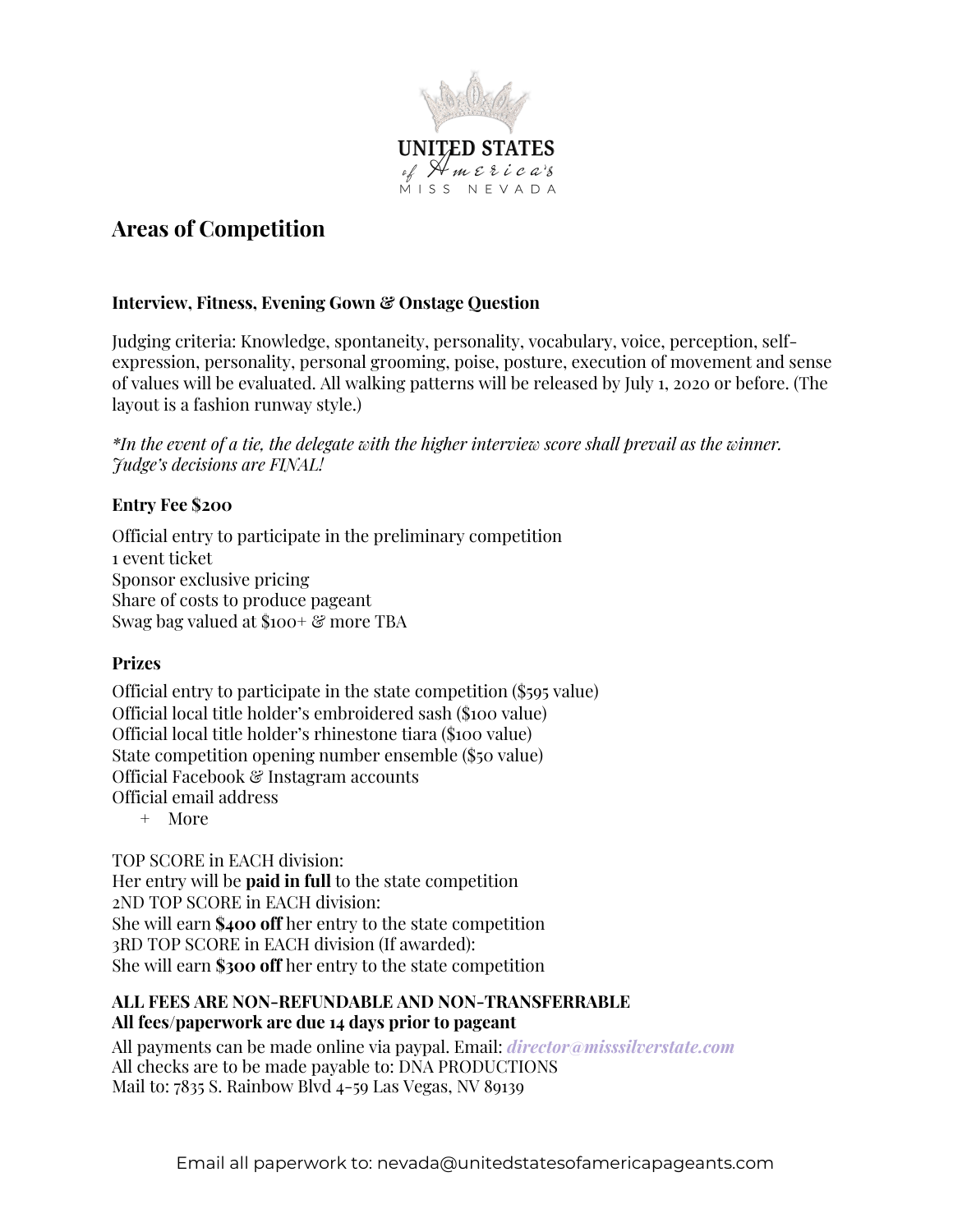UNITED STATES of America's MISS NEVADA

## Areas of Competition

**Interview, Fitness, Evening Gown & Onstage Question**

Judging criteria: Knowledge, spontaneity, personality, vocabulary, voice, perception, self-expression, personality, personal grooming, poise, posture, execution of movement and sense of values will be evaluated. All walking patterns will be released by July 1, 2020 or before. (The layout is a fashion runway style.)

*\*In the event of a tie, the delegate with the higher interview score shall prevail as the winner. Judge's decisions are FINAL!*

**Entry Fee $200**

Official entry to participate in the preliminary competition
1 event ticket
Sponsor exclusive pricing
Share of costs to produce pageant
Swag bag valued at $100+ & more TBA

**Prizes**

Official entry to participate in the state competition ($595 value)
Official local title holder's embroidered sash ($100 value)
Official local title holder's rhinestone tiara ($100 value)
State competition opening number ensemble ($50 value)
Official Facebook & Instagram accounts
Official email address

- More

TOP SCORE in EACH division:
Her entry will be **paid in full** to the state competition
2ND TOP SCORE in EACH division:
She will earn **$400 off** her entry to the state competition
3RD TOP SCORE in EACH division (If awarded):
She will earn **$300 off** her entry to the state competition

**ALL FEES ARE NON-REFUNDABLE AND NON-TRANSFERRABLE**
**All fees/paperwork are due 14 days prior to pageant**

All payments can be made online via paypal. Email: ***director@misssilverstate.com***
All checks are to be made payable to: DNA PRODUCTIONS
Mail to: 7835 S. Rainbow Blvd 4-59 Las Vegas, NV 89139

Email all paperwork to: nevada@unitedstatesofamericapageants.com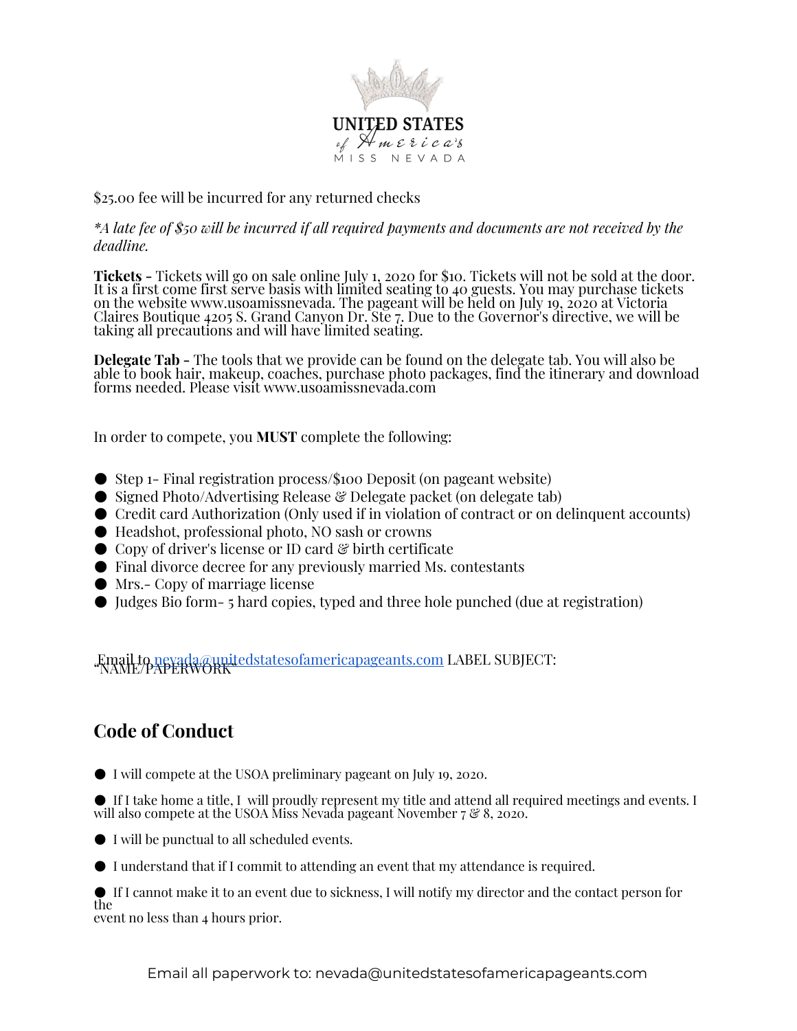UNITED STATES of America's MISS NEVADA

$25.00 fee will be incurred for any returned checks

*\*A late fee of $50 will be incurred if all required payments and documents are not received by the deadline.*

**Tickets -** Tickets will go on sale online July 1, 2020 for $10. Tickets will not be sold at the door. It is a first come first serve basis with limited seating to 40 guests. You may purchase tickets on the website www.usoamissnevada. The pageant will be held on July 19, 2020 at Victoria Claires Boutique 4205 S. Grand Canyon Dr. Ste 7. Due to the Governor's directive, we will be taking all precautions and will have limited seating.

**Delegate Tab -** The tools that we provide can be found on the delegate tab. You will also be able to book hair, makeup, coaches, purchase photo packages, find the itinerary and download forms needed. Please visit www.usoamissnevada.com

In order to compete, you **MUST** complete the following:

- Step 1- Final registration process/$100 Deposit (on pageant website)
- Signed Photo/Advertising Release & Delegate packet (on delegate tab)
- Credit card Authorization (Only used if in violation of contract or on delinquent accounts)
- Headshot, professional photo, NO sash or crowns
- Copy of driver's license or ID card & birth certificate
- Final divorce decree for any previously married Ms. contestants
- Mrs.- Copy of marriage license
- Judges Bio form- 5 hard copies, typed and three hole punched (due at registration)

Email to nevada@unitedstatesofamericapageants.com LABEL SUBJECT: "NAME/PAPERWORK"

## Code of Conduct

- I will compete at the USOA preliminary pageant on July 19, 2020.
- If I take home a title, I will proudly represent my title and attend all required meetings and events. I will also compete at the USOA Miss Nevada pageant November 7 & 8, 2020.
- I will be punctual to all scheduled events.
- I understand that if I commit to attending an event that my attendance is required.
- If I cannot make it to an event due to sickness, I will notify my director and the contact person for the event no less than 4 hours prior.

Email all paperwork to: nevada@unitedstatesofamericapageants.com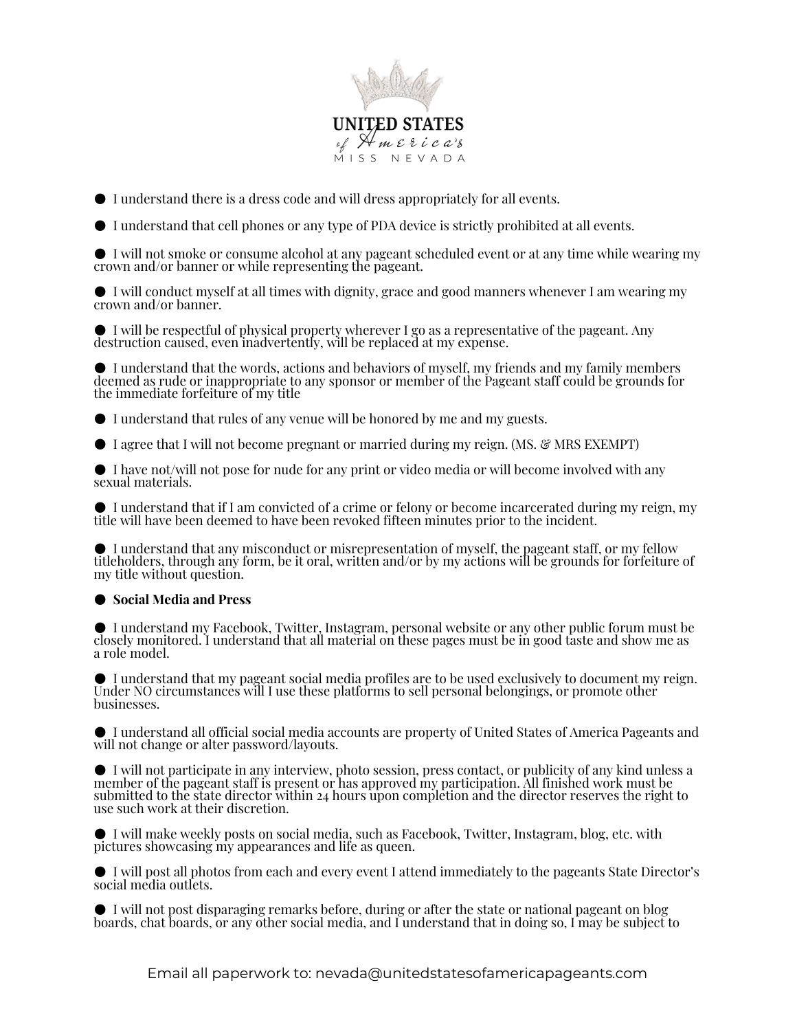- I understand there is a dress code and will dress appropriately for all events.
- I understand that cell phones or any type of PDA device is strictly prohibited at all events.
- I will not smoke or consume alcohol at any pageant scheduled event or at any time while wearing my crown and/or banner or while representing the pageant.
- I will conduct myself at all times with dignity, grace and good manners whenever I am wearing my crown and/or banner.
- I will be respectful of physical property wherever I go as a representative of the pageant. Any destruction caused, even inadvertently, will be replaced at my expense.
- I understand that the words, actions and behaviors of myself, my friends and my family members deemed as rude or inappropriate to any sponsor or member of the Pageant staff could be grounds for the immediate forfeiture of my title
- I understand that rules of any venue will be honored by me and my guests.
- I agree that I will not become pregnant or married during my reign. (MS. & MRS EXEMPT)
- I have not/will not pose for nude for any print or video media or will become involved with any sexual materials.
- I understand that if I am convicted of a crime or felony or become incarcerated during my reign, my title will have been deemed to have been revoked fifteen minutes prior to the incident.
- I understand that any misconduct or misrepresentation of myself, the pageant staff, or my fellow titleholders, through any form, be it oral, written and/or by my actions will be grounds for forfeiture of my title without question.
- **Social Media and Press**
- I understand my Facebook, Twitter, Instagram, personal website or any other public forum must be closely monitored. I understand that all material on these pages must be in good taste and show me as a role model.
- I understand that my pageant social media profiles are to be used exclusively to document my reign. Under NO circumstances will I use these platforms to sell personal belongings, or promote other businesses.
- I understand all official social media accounts are property of United States of America Pageants and will not change or alter password/layouts.
- I will not participate in any interview, photo session, press contact, or publicity of any kind unless a member of the pageant staff is present or has approved my participation. All finished work must be submitted to the state director within 24 hours upon completion and the director reserves the right to use such work at their discretion.
- I will make weekly posts on social media, such as Facebook, Twitter, Instagram, blog, etc. with pictures showcasing my appearances and life as queen.
- I will post all photos from each and every event I attend immediately to the pageants State Director's social media outlets.
- I will not post disparaging remarks before, during or after the state or national pageant on blog boards, chat boards, or any other social media, and I understand that in doing so, I may be subject to

Email all paperwork to: nevada@unitedstatesofamericapageants.com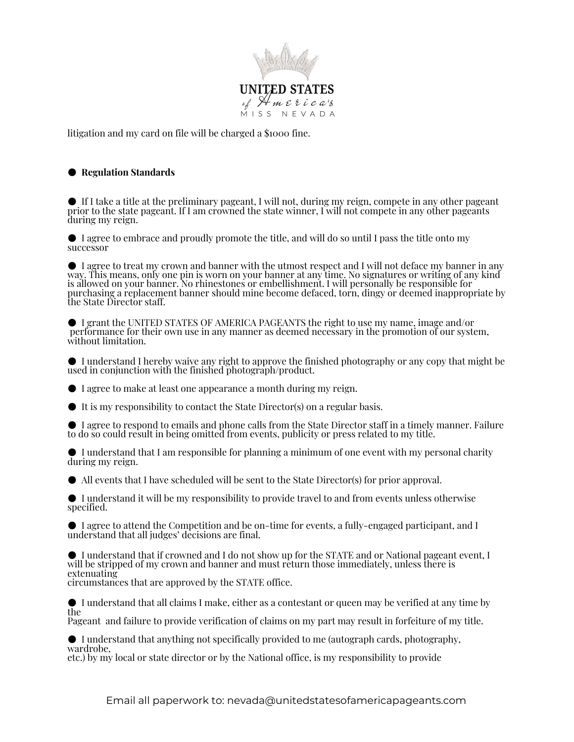litigation and my card on file will be charged a $1000 fine.

- **Regulation Standards**

- If I take a title at the preliminary pageant, I will not, during my reign, compete in any other pageant prior to the state pageant. If I am crowned the state winner, I will not compete in any other pageants during my reign.

- I agree to embrace and proudly promote the title, and will do so until I pass the title onto my successor

- I agree to treat my crown and banner with the utmost respect and I will not deface my banner in any way. This means, only one pin is worn on your banner at any time. No signatures or writing of any kind is allowed on your banner. No rhinestones or embellishment. I will personally be responsible for purchasing a replacement banner should mine become defaced, torn, dingy or deemed inappropriate by the State Director staff.

- I grant the UNITED STATES OF AMERICA PAGEANTS the right to use my name, image and/or performance for their own use in any manner as deemed necessary in the promotion of our system, without limitation.

- I understand I hereby waive any right to approve the finished photography or any copy that might be used in conjunction with the finished photograph/product.

- I agree to make at least one appearance a month during my reign.

- It is my responsibility to contact the State Director(s) on a regular basis.

- I agree to respond to emails and phone calls from the State Director staff in a timely manner. Failure to do so could result in being omitted from events, publicity or press related to my title.

- I understand that I am responsible for planning a minimum of one event with my personal charity during my reign.

- All events that I have scheduled will be sent to the State Director(s) for prior approval.

- I understand it will be my responsibility to provide travel to and from events unless otherwise specified.

- I agree to attend the Competition and be on-time for events, a fully-engaged participant, and I understand that all judges' decisions are final.

- I understand that if crowned and I do not show up for the STATE and or National pageant event, I will be stripped of my crown and banner and must return those immediately, unless there is extenuating circumstances that are approved by the STATE office.

- I understand that all claims I make, either as a contestant or queen may be verified at any time by the Pageant and failure to provide verification of claims on my part may result in forfeiture of my title.

- I understand that anything not specifically provided to me (autograph cards, photography, wardrobe, etc.) by my local or state director or by the National office, is my responsibility to provide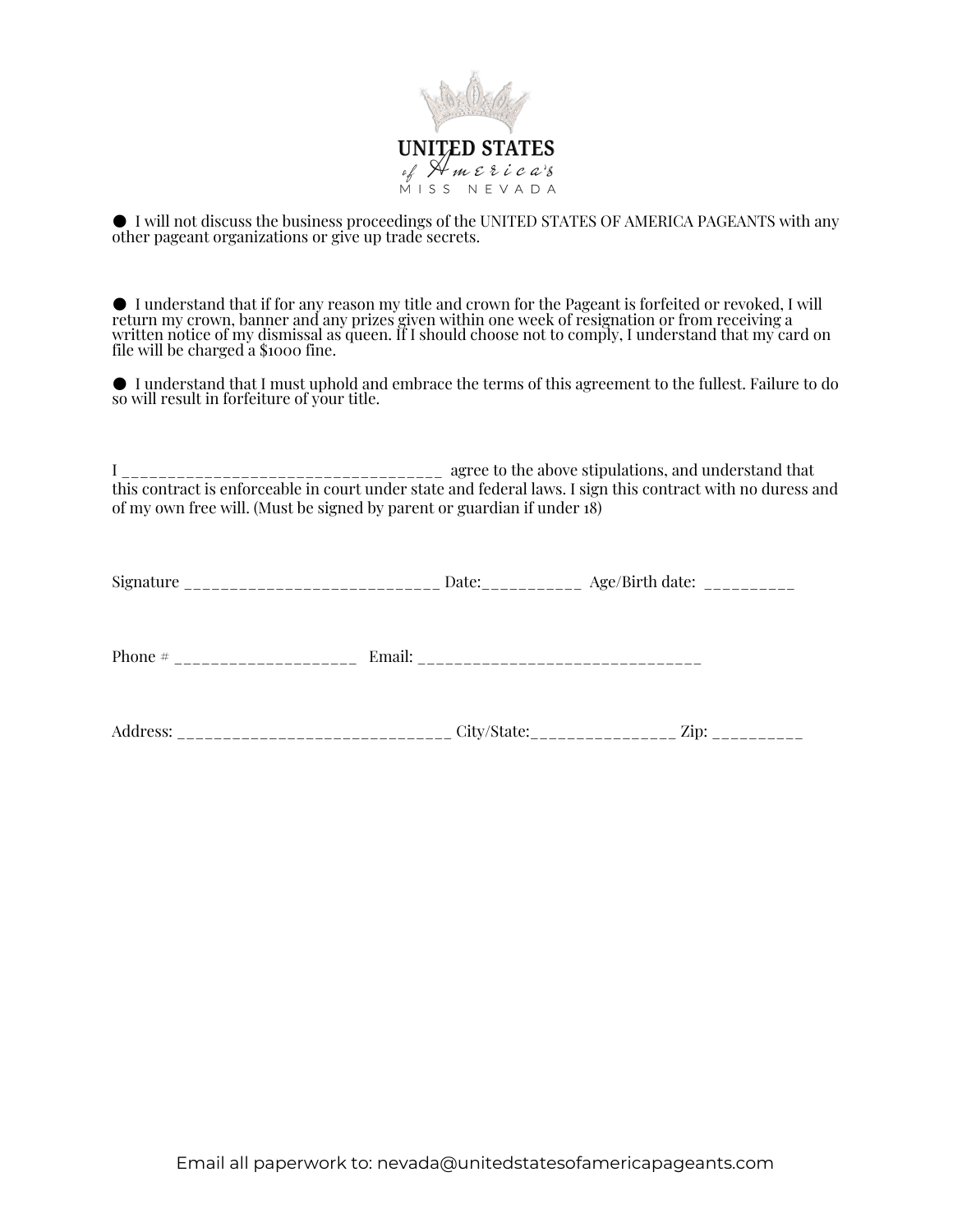UNITED STATES
of America's
MISS NEVADA

- I will not discuss the business proceedings of the UNITED STATES OF AMERICA PAGEANTS with any other pageant organizations or give up trade secrets.

- I understand that if for any reason my title and crown for the Pageant is forfeited or revoked, I will return my crown, banner and any prizes given within one week of resignation or from receiving a written notice of my dismissal as queen. If I should choose not to comply, I understand that my card on file will be charged a $1000 fine.

- I understand that I must uphold and embrace the terms of this agreement to the fullest. Failure to do so will result in forfeiture of your title.

I ___________________________________ agree to the above stipulations, and understand that this contract is enforceable in court under state and federal laws. I sign this contract with no duress and of my own free will. (Must be signed by parent or guardian if under 18)

Signature ____________________________ Date:___________ Age/Birth date: __________

Phone # ____________________ Email: ________________________________

Address: ______________________________ City/State:________________ Zip: __________

Email all paperwork to: nevada@unitedstatesofamericapageants.com